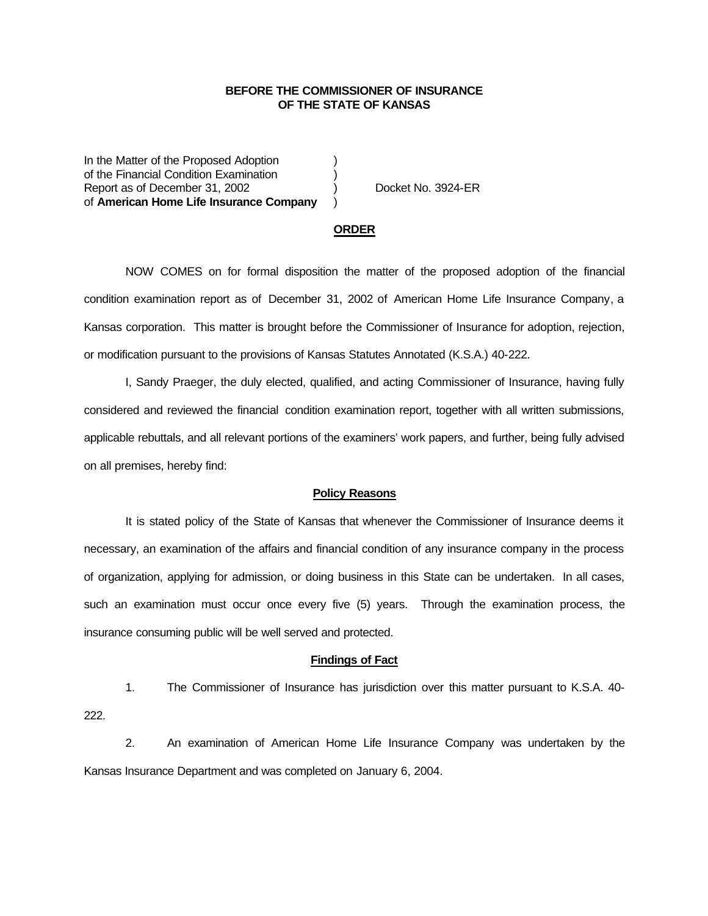**BEFORE THE COMMISSIONER OF INSURANCE**
**OF THE STATE OF KANSAS**

In the Matter of the Proposed Adoption )
of the Financial Condition Examination )
Report as of December 31, 2002 ) Docket No. 3924-ER
of **American Home Life Insurance Company** )

**ORDER**

NOW COMES on for formal disposition the matter of the proposed adoption of the financial condition examination report as of December 31, 2002 of American Home Life Insurance Company, a Kansas corporation. This matter is brought before the Commissioner of Insurance for adoption, rejection, or modification pursuant to the provisions of Kansas Statutes Annotated (K.S.A.) 40-222.

I, Sandy Praeger, the duly elected, qualified, and acting Commissioner of Insurance, having fully considered and reviewed the financial condition examination report, together with all written submissions, applicable rebuttals, and all relevant portions of the examiners' work papers, and further, being fully advised on all premises, hereby find:

**Policy Reasons**

It is stated policy of the State of Kansas that whenever the Commissioner of Insurance deems it necessary, an examination of the affairs and financial condition of any insurance company in the process of organization, applying for admission, or doing business in this State can be undertaken. In all cases, such an examination must occur once every five (5) years. Through the examination process, the insurance consuming public will be well served and protected.

**Findings of Fact**

1. The Commissioner of Insurance has jurisdiction over this matter pursuant to K.S.A. 40-222.

2. An examination of American Home Life Insurance Company was undertaken by the Kansas Insurance Department and was completed on January 6, 2004.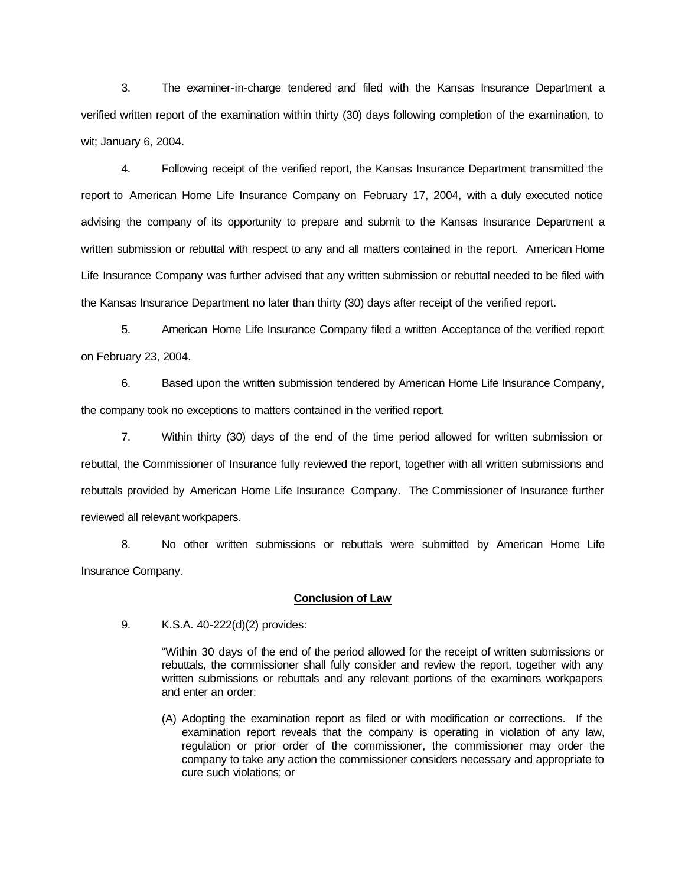3. The examiner-in-charge tendered and filed with the Kansas Insurance Department a verified written report of the examination within thirty (30) days following completion of the examination, to wit; January 6, 2004.

4. Following receipt of the verified report, the Kansas Insurance Department transmitted the report to American Home Life Insurance Company on February 17, 2004, with a duly executed notice advising the company of its opportunity to prepare and submit to the Kansas Insurance Department a written submission or rebuttal with respect to any and all matters contained in the report. American Home Life Insurance Company was further advised that any written submission or rebuttal needed to be filed with the Kansas Insurance Department no later than thirty (30) days after receipt of the verified report.

5. American Home Life Insurance Company filed a written Acceptance of the verified report on February 23, 2004.

6. Based upon the written submission tendered by American Home Life Insurance Company, the company took no exceptions to matters contained in the verified report.

7. Within thirty (30) days of the end of the time period allowed for written submission or rebuttal, the Commissioner of Insurance fully reviewed the report, together with all written submissions and rebuttals provided by American Home Life Insurance Company. The Commissioner of Insurance further reviewed all relevant workpapers.

8. No other written submissions or rebuttals were submitted by American Home Life Insurance Company.

**Conclusion of Law**

9. K.S.A. 40-222(d)(2) provides:

> "Within 30 days of the end of the period allowed for the receipt of written submissions or rebuttals, the commissioner shall fully consider and review the report, together with any written submissions or rebuttals and any relevant portions of the examiners workpapers and enter an order:
>
> (A) Adopting the examination report as filed or with modification or corrections. If the examination report reveals that the company is operating in violation of any law, regulation or prior order of the commissioner, the commissioner may order the company to take any action the commissioner considers necessary and appropriate to cure such violations; or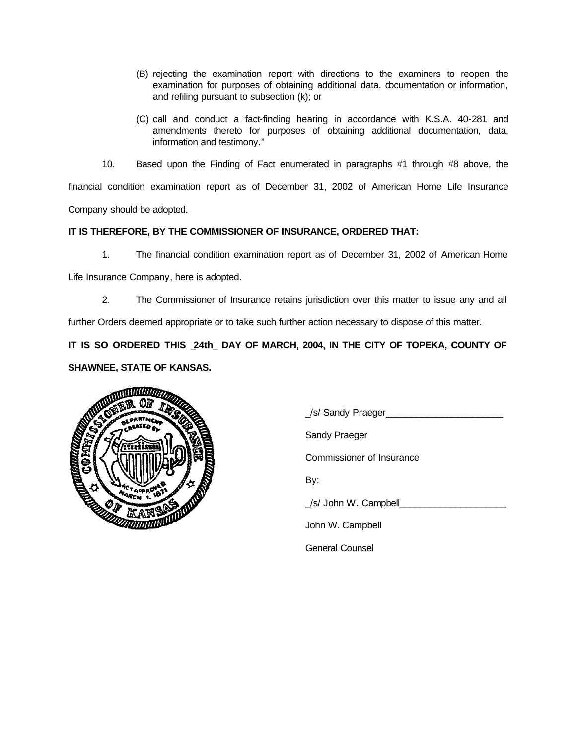(B) rejecting the examination report with directions to the examiners to reopen the examination for purposes of obtaining additional data, documentation or information, and refiling pursuant to subsection (k); or

(C) call and conduct a fact-finding hearing in accordance with K.S.A. 40-281 and amendments thereto for purposes of obtaining additional documentation, data, information and testimony."

10. Based upon the Finding of Fact enumerated in paragraphs #1 through #8 above, the financial condition examination report as of December 31, 2002 of American Home Life Insurance Company should be adopted.

**IT IS THEREFORE, BY THE COMMISSIONER OF INSURANCE, ORDERED THAT:**

1. The financial condition examination report as of December 31, 2002 of American Home Life Insurance Company, here is adopted.

2. The Commissioner of Insurance retains jurisdiction over this matter to issue any and all further Orders deemed appropriate or to take such further action necessary to dispose of this matter.

**IT IS SO ORDERED THIS _24th_ DAY OF MARCH, 2004, IN THE CITY OF TOPEKA, COUNTY OF SHAWNEE, STATE OF KANSAS.**

_/s/ Sandy Praeger______________________

Sandy Praeger

Commissioner of Insurance

By:

_/s/ John W. Campbell____________________

John W. Campbell

General Counsel